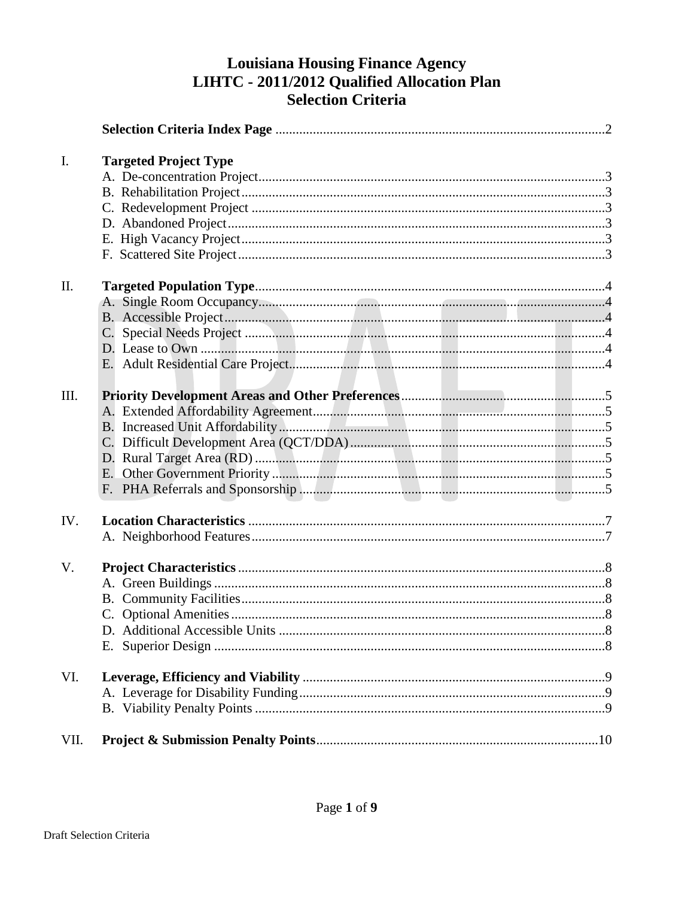# Louisiana Housing Finance Agency
# LIHTC - 2011/2012 Qualified Allocation Plan
# Selection Criteria

**Selection Criteria Index Page** ..... 2

**I. Targeted Project Type**
- A. De-concentration Project ..... 3
- B. Rehabilitation Project ..... 3
- C. Redevelopment Project ..... 3
- D. Abandoned Project ..... 3
- E. High Vacancy Project ..... 3
- F. Scattered Site Project ..... 3

**II. Targeted Population Type** ..... 4
- A. Single Room Occupancy ..... 4
- B. Accessible Project ..... 4
- C. Special Needs Project ..... 4
- D. Lease to Own ..... 4
- E. Adult Residential Care Project ..... 4

**III. Priority Development Areas and Other Preferences** ..... 5
- A. Extended Affordability Agreement ..... 5
- B. Increased Unit Affordability ..... 5
- C. Difficult Development Area (QCT/DDA) ..... 5
- D. Rural Target Area (RD) ..... 5
- E. Other Government Priority ..... 5
- F. PHA Referrals and Sponsorship ..... 5

**IV. Location Characteristics** ..... 7
- A. Neighborhood Features ..... 7

**V. Project Characteristics** ..... 8
- A. Green Buildings ..... 8
- B. Community Facilities ..... 8
- C. Optional Amenities ..... 8
- D. Additional Accessible Units ..... 8
- E. Superior Design ..... 8

**VI. Leverage, Efficiency and Viability** ..... 9
- A. Leverage for Disability Funding ..... 9
- B. Viability Penalty Points ..... 9

**VII. Project & Submission Penalty Points** ..... 10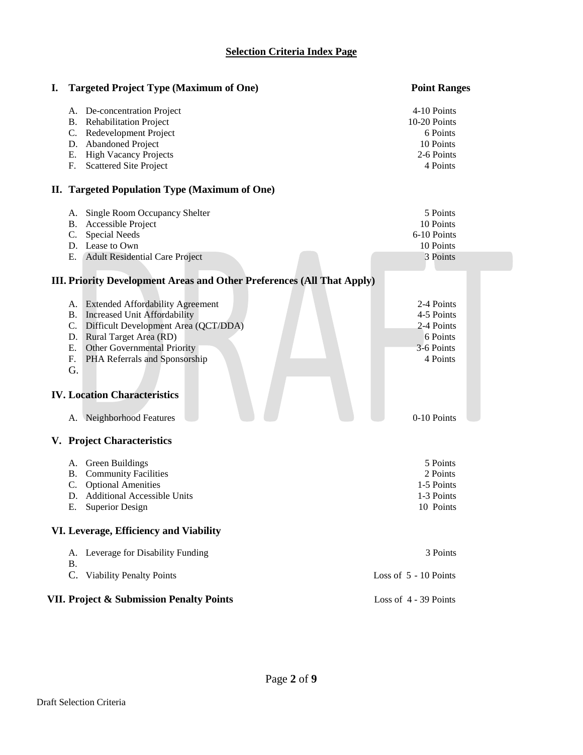## Selection Criteria Index Page

| | Point Ranges |
|---|---|
| **I. Targeted Project Type (Maximum of One)** | |
| A. De-concentration Project | 4-10 Points |
| B. Rehabilitation Project | 10-20 Points |
| C. Redevelopment Project | 6 Points |
| D. Abandoned Project | 10 Points |
| E. High Vacancy Projects | 2-6 Points |
| F. Scattered Site Project | 4 Points |
| **II. Targeted Population Type (Maximum of One)** | |
| A. Single Room Occupancy Shelter | 5 Points |
| B. Accessible Project | 10 Points |
| C. Special Needs | 6-10 Points |
| D. Lease to Own | 10 Points |
| E. Adult Residential Care Project | 3 Points |
| **III. Priority Development Areas and Other Preferences (All That Apply)** | |
| A. Extended Affordability Agreement | 2-4 Points |
| B. Increased Unit Affordability | 4-5 Points |
| C. Difficult Development Area (QCT/DDA) | 2-4 Points |
| D. Rural Target Area (RD) | 6 Points |
| E. Other Governmental Priority | 3-6 Points |
| F. PHA Referrals and Sponsorship | 4 Points |
| G. | |
| **IV. Location Characteristics** | |
| A. Neighborhood Features | 0-10 Points |
| **V. Project Characteristics** | |
| A. Green Buildings | 5 Points |
| B. Community Facilities | 2 Points |
| C. Optional Amenities | 1-5 Points |
| D. Additional Accessible Units | 1-3 Points |
| E. Superior Design | 10 Points |
| **VI. Leverage, Efficiency and Viability** | |
| A. Leverage for Disability Funding | 3 Points |
| B. | |
| C. Viability Penalty Points | Loss of 5 - 10 Points |
| **VII. Project & Submission Penalty Points** | Loss of 4 - 39 Points |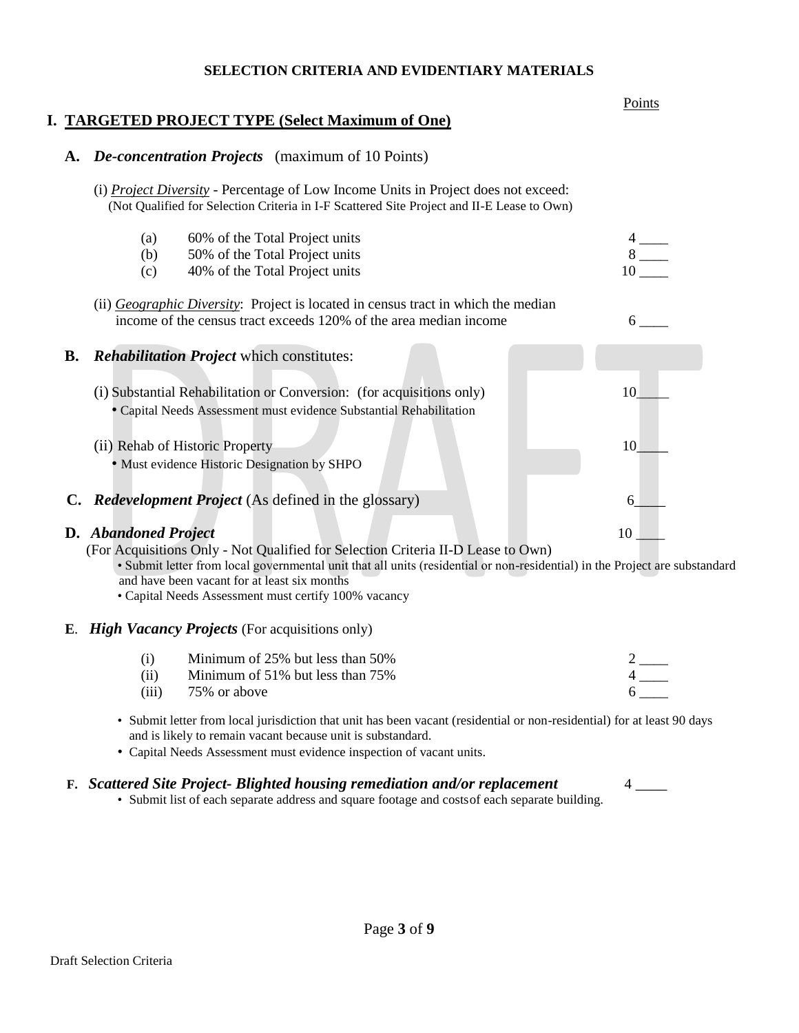## SELECTION CRITERIA AND EVIDENTIARY MATERIALS

Points

### I. TARGETED PROJECT TYPE (Select Maximum of One)

**A. *De-concentration Projects*** (maximum of 10 Points)

(i) *Project Diversity* - Percentage of Low Income Units in Project does not exceed:
(Not Qualified for Selection Criteria in I-F Scattered Site Project and II-E Lease to Own)

| | | Points |
|---|---|---|
| (a) | 60% of the Total Project units | 4 ____ |
| (b) | 50% of the Total Project units | 8 ____ |
| (c) | 40% of the Total Project units | 10 ____ |

(ii) *Geographic Diversity*: Project is located in census tract in which the median income of the census tract exceeds 120% of the area median income — 6 ____

**B. *Rehabilitation Project*** which constitutes:

(i) Substantial Rehabilitation or Conversion: (for acquisitions only) — 10____
- Capital Needs Assessment must evidence Substantial Rehabilitation

(ii) Rehab of Historic Property — 10____
- Must evidence Historic Designation by SHPO

**C. *Redevelopment Project*** (As defined in the glossary) — 6____

**D. *Abandoned Project*** — 10 ____

(For Acquisitions Only - Not Qualified for Selection Criteria II-D Lease to Own)
- Submit letter from local governmental unit that all units (residential or non-residential) in the Project are substandard and have been vacant for at least six months
- Capital Needs Assessment must certify 100% vacancy

**E. *High Vacancy Projects*** (For acquisitions only)

| | | Points |
|---|---|---|
| (i) | Minimum of 25% but less than 50% | 2 ____ |
| (ii) | Minimum of 51% but less than 75% | 4 ____ |
| (iii) | 75% or above | 6 ____ |

- Submit letter from local jurisdiction that unit has been vacant (residential or non-residential) for at least 90 days and is likely to remain vacant because unit is substandard.
- Capital Needs Assessment must evidence inspection of vacant units.

**F. *Scattered Site Project- Blighted housing remediation and/or replacement*** — 4 ____
- Submit list of each separate address and square footage and costsof each separate building.

Draft Selection Criteria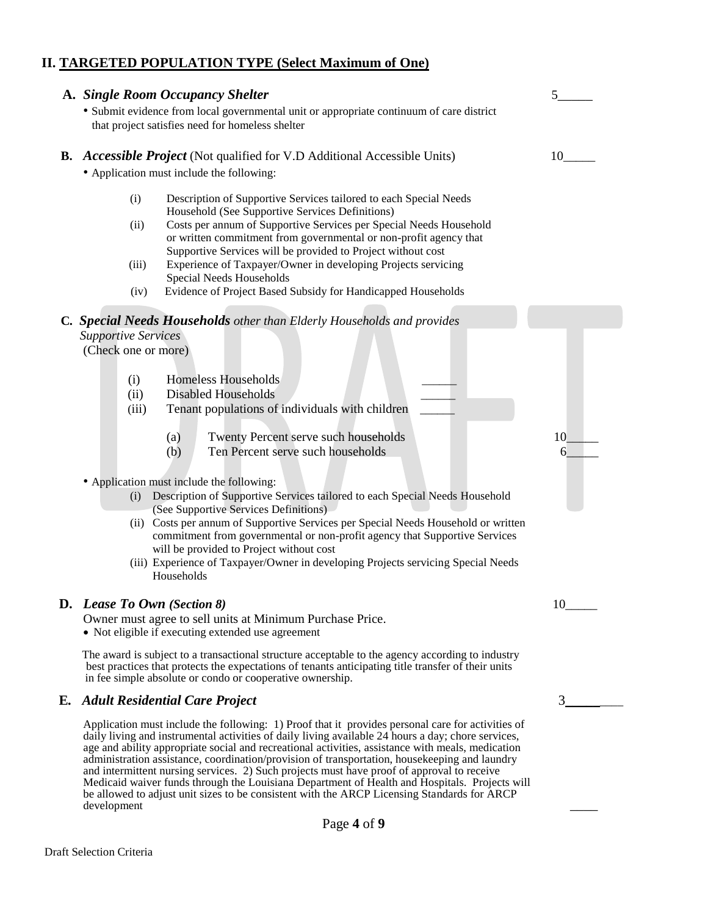## II. TARGETED POPULATION TYPE (Select Maximum of One)

**A. *Single Room Occupancy Shelter*** 5_____

- Submit evidence from local governmental unit or appropriate continuum of care district that project satisfies need for homeless shelter

**B. *Accessible Project*** (Not qualified for V.D Additional Accessible Units) 10_____

- Application must include the following:

  (i) Description of Supportive Services tailored to each Special Needs Household (See Supportive Services Definitions)
  (ii) Costs per annum of Supportive Services per Special Needs Household or written commitment from governmental or non-profit agency that Supportive Services will be provided to Project without cost
  (iii) Experience of Taxpayer/Owner in developing Projects servicing Special Needs Households
  (iv) Evidence of Project Based Subsidy for Handicapped Households

**C. *Special Needs Households*** *other than Elderly Households and provides Supportive Services*
(Check one or more)

  (i) Homeless Households _____
  (ii) Disabled Households _____
  (iii) Tenant populations of individuals with children _____

    (a) Twenty Percent serve such households 10_____
    (b) Ten Percent serve such households 6_____

- Application must include the following:
  (i) Description of Supportive Services tailored to each Special Needs Household (See Supportive Services Definitions)
  (ii) Costs per annum of Supportive Services per Special Needs Household or written commitment from governmental or non-profit agency that Supportive Services will be provided to Project without cost
  (iii) Experience of Taxpayer/Owner in developing Projects servicing Special Needs Households

**D. *Lease To Own (Section 8)*** 10_____

Owner must agree to sell units at Minimum Purchase Price.

- Not eligible if executing extended use agreement

The award is subject to a transactional structure acceptable to the agency according to industry best practices that protects the expectations of tenants anticipating title transfer of their units in fee simple absolute or condo or cooperative ownership.

**E. *Adult Residential Care Project*** 3_____

Application must include the following: 1) Proof that it provides personal care for activities of daily living and instrumental activities of daily living available 24 hours a day; chore services, age and ability appropriate social and recreational activities, assistance with meals, medication administration assistance, coordination/provision of transportation, housekeeping and laundry and intermittent nursing services. 2) Such projects must have proof of approval to receive Medicaid waiver funds through the Louisiana Department of Health and Hospitals. Projects will be allowed to adjust unit sizes to be consistent with the ARCP Licensing Standards for ARCP development ____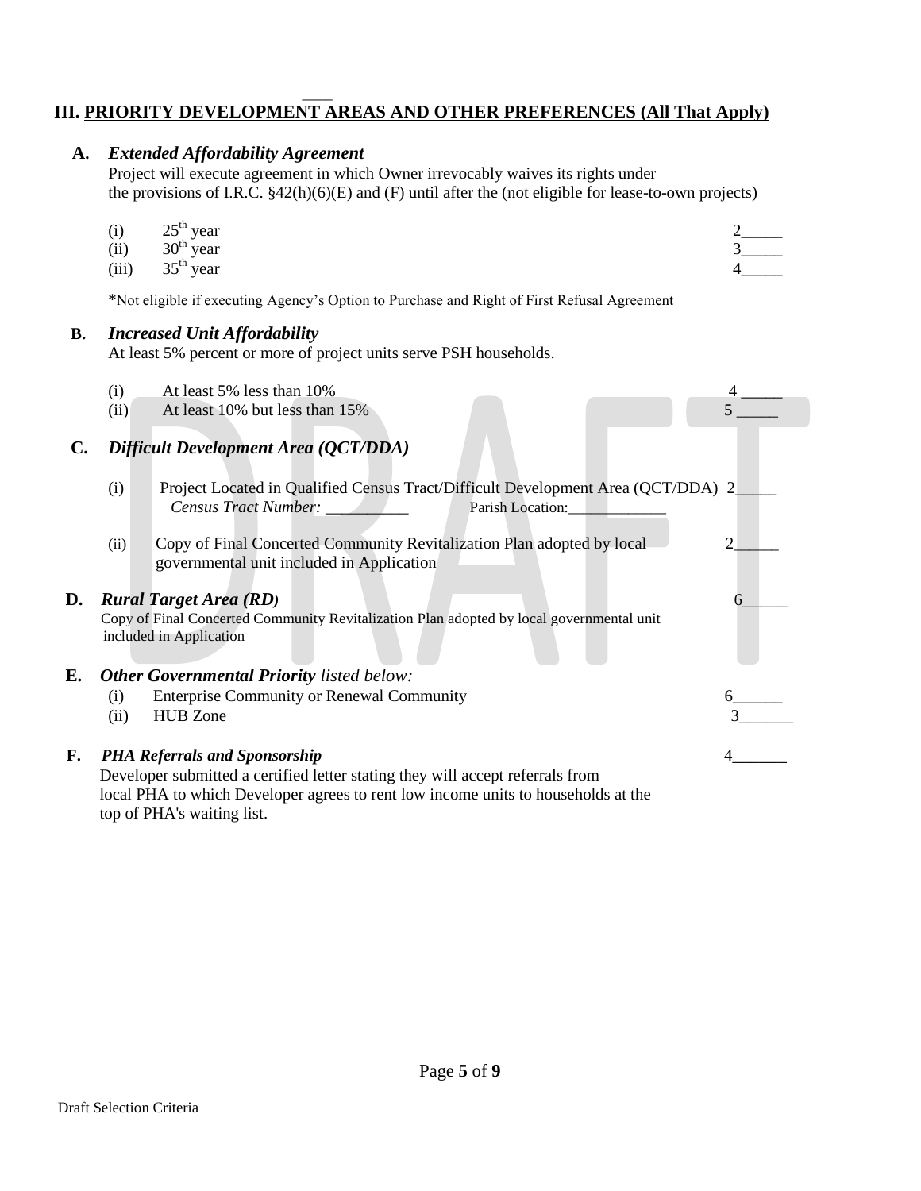## III. PRIORITY DEVELOPMENT AREAS AND OTHER PREFERENCES (All That Apply)

**A.** ***Extended Affordability Agreement***

Project will execute agreement in which Owner irrevocably waives its rights under the provisions of I.R.C. §42(h)(6)(E) and (F) until after the (not eligible for lease-to-own projects)

| | | |
|---|---|---|
| (i) | 25th year | 2_____ |
| (ii) | 30th year | 3_____ |
| (iii) | 35th year | 4_____ |

*Not eligible if executing Agency's Option to Purchase and Right of First Refusal Agreement

**B.** ***Increased Unit Affordability***

At least 5% percent or more of project units serve PSH households.

| | | |
|---|---|---|
| (i) | At least 5% less than 10% | 4 _____ |
| (ii) | At least 10% but less than 15% | 5 _____ |

**C.** ***Difficult Development Area (QCT/DDA)***

(i) Project Located in Qualified Census Tract/Difficult Development Area (QCT/DDA) 2_____
*Census Tract Number:* __________ Parish Location:____________

(ii) Copy of Final Concerted Community Revitalization Plan adopted by local governmental unit included in Application 2_____

**D.** ***Rural Target Area (RD)*** 6_____

Copy of Final Concerted Community Revitalization Plan adopted by local governmental unit included in Application

**E.** ***Other Governmental Priority** listed below:*

| | | |
|---|---|---|
| (i) | Enterprise Community or Renewal Community | 6______ |
| (ii) | HUB Zone | 3______ |

**F.** ***PHA Referrals and Sponsorship*** 4______

Developer submitted a certified letter stating they will accept referrals from local PHA to which Developer agrees to rent low income units to households at the top of PHA's waiting list.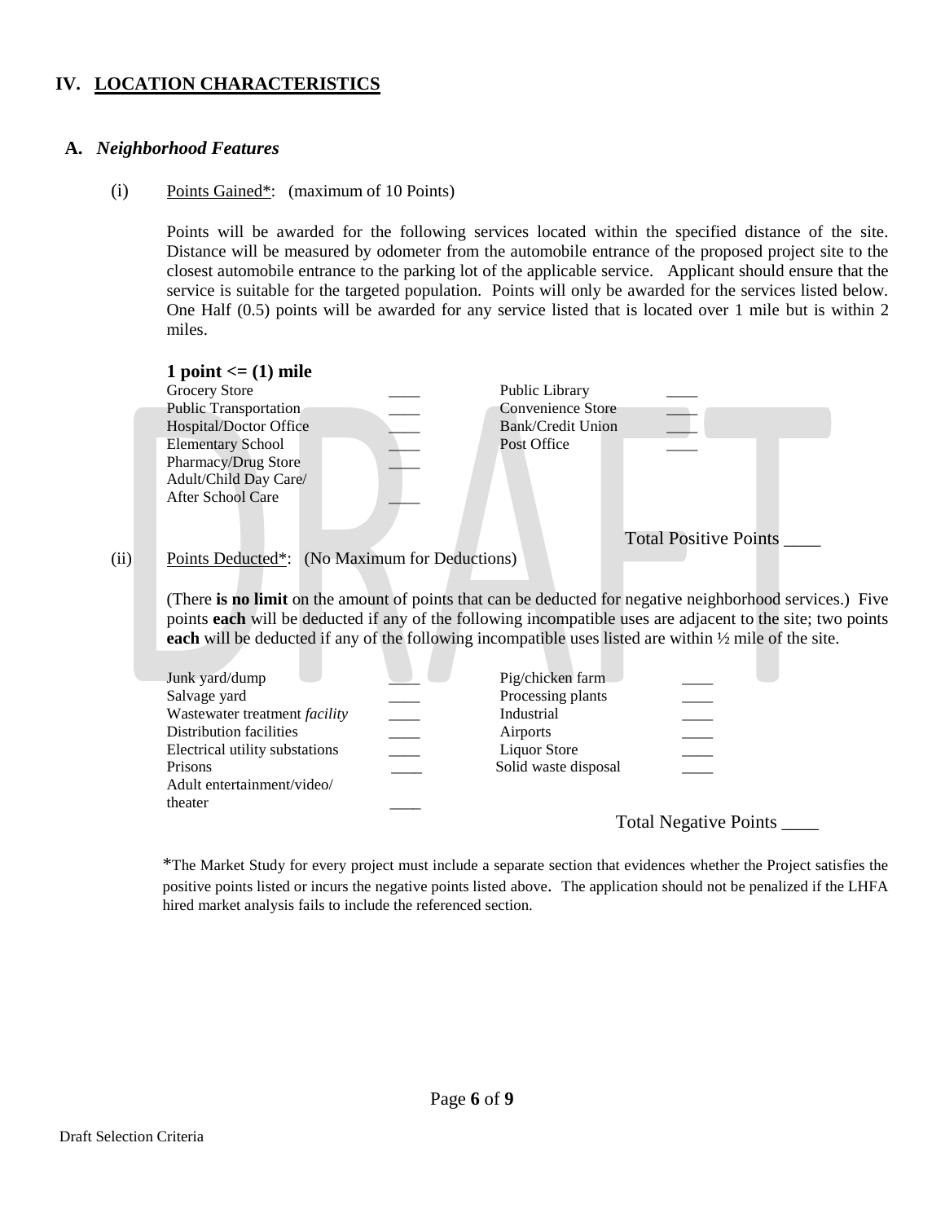## IV. LOCATION CHARACTERISTICS

### A. *Neighborhood Features*

(i) Points Gained*: (maximum of 10 Points)

Points will be awarded for the following services located within the specified distance of the site. Distance will be measured by odometer from the automobile entrance of the proposed project site to the closest automobile entrance to the parking lot of the applicable service. Applicant should ensure that the service is suitable for the targeted population. Points will only be awarded for the services listed below. One Half (0.5) points will be awarded for any service listed that is located over 1 mile but is within 2 miles.

**1 point <= (1) mile**

| | | | |
|---|---|---|---|
| Grocery Store | ____ | Public Library | ____ |
| Public Transportation | ____ | Convenience Store | ____ |
| Hospital/Doctor Office | ____ | Bank/Credit Union | ____ |
| Elementary School | ____ | Post Office | ____ |
| Pharmacy/Drug Store | ____ | | |
| Adult/Child Day Care/ After School Care | ____ | | |

Total Positive Points ____

(ii) Points Deducted*: (No Maximum for Deductions)

(There **is no limit** on the amount of points that can be deducted for negative neighborhood services.) Five points **each** will be deducted if any of the following incompatible uses are adjacent to the site; two points **each** will be deducted if any of the following incompatible uses listed are within ½ mile of the site.

| | | | |
|---|---|---|---|
| Junk yard/dump | ____ | Pig/chicken farm | ____ |
| Salvage yard | ____ | Processing plants | ____ |
| Wastewater treatment *facility* | ____ | Industrial | ____ |
| Distribution facilities | ____ | Airports | ____ |
| Electrical utility substations | ____ | Liquor Store | ____ |
| Prisons | ____ | Solid waste disposal | ____ |
| Adult entertainment/video/ theater | ____ | | |

Total Negative Points ____

*The Market Study for every project must include a separate section that evidences whether the Project satisfies the positive points listed or incurs the negative points listed above. The application should not be penalized if the LHFA hired market analysis fails to include the referenced section.

Draft Selection Criteria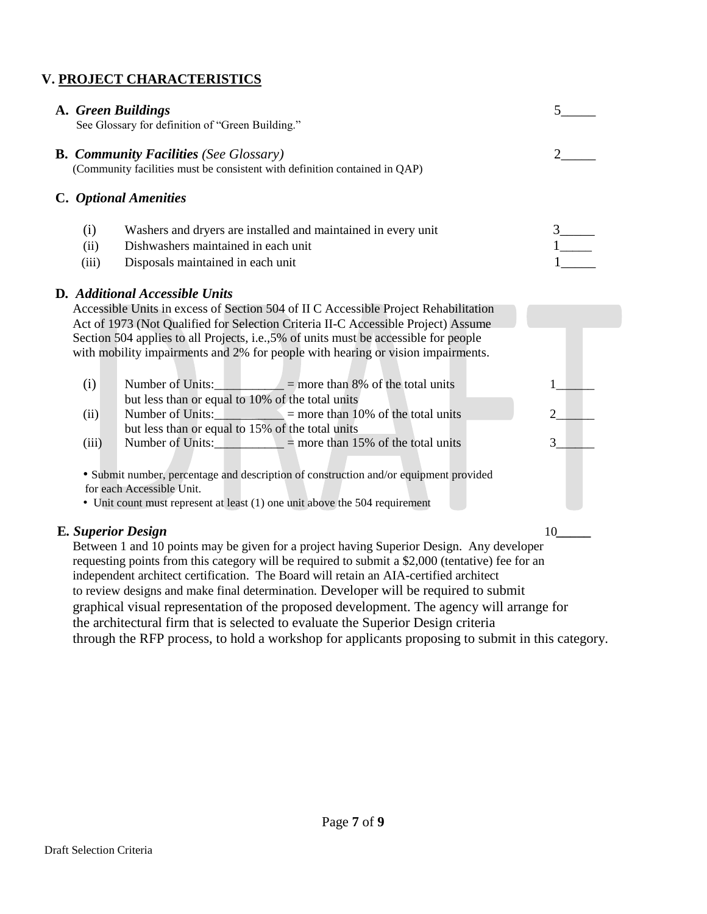## V. **PROJECT CHARACTERISTICS**

**A.** ***Green Buildings*** 5_____

See Glossary for definition of "Green Building."

**B.** ***Community Facilities*** *(See Glossary)* 2_____

(Community facilities must be consistent with definition contained in QAP)

**C.** ***Optional Amenities***

| | | |
|---|---|---|
| (i) | Washers and dryers are installed and maintained in every unit | 3_____ |
| (ii) | Dishwashers maintained in each unit | 1_____ |
| (iii) | Disposals maintained in each unit | 1_____ |

**D.** ***Additional Accessible Units***

Accessible Units in excess of Section 504 of II C Accessible Project Rehabilitation Act of 1973 (Not Qualified for Selection Criteria II-C Accessible Project) Assume Section 504 applies to all Projects, i.e.,5% of units must be accessible for people with mobility impairments and 2% for people with hearing or vision impairments.

| | | |
|---|---|---|
| (i) | Number of Units:__________ = more than 8% of the total units but less than or equal to 10% of the total units | 1______ |
| (ii) | Number of Units:__________ = more than 10% of the total units but less than or equal to 15% of the total units | 2______ |
| (iii) | Number of Units:__________ = more than 15% of the total units | 3______ |

- Submit number, percentage and description of construction and/or equipment provided for each Accessible Unit.
- Unit count must represent at least (1) one unit above the 504 requirement

**E.** ***Superior Design*** 10_____

Between 1 and 10 points may be given for a project having Superior Design. Any developer requesting points from this category will be required to submit a $2,000 (tentative) fee for an independent architect certification. The Board will retain an AIA-certified architect to review designs and make final determination. Developer will be required to submit graphical visual representation of the proposed development. The agency will arrange for the architectural firm that is selected to evaluate the Superior Design criteria through the RFP process, to hold a workshop for applicants proposing to submit in this category.

Draft Selection Criteria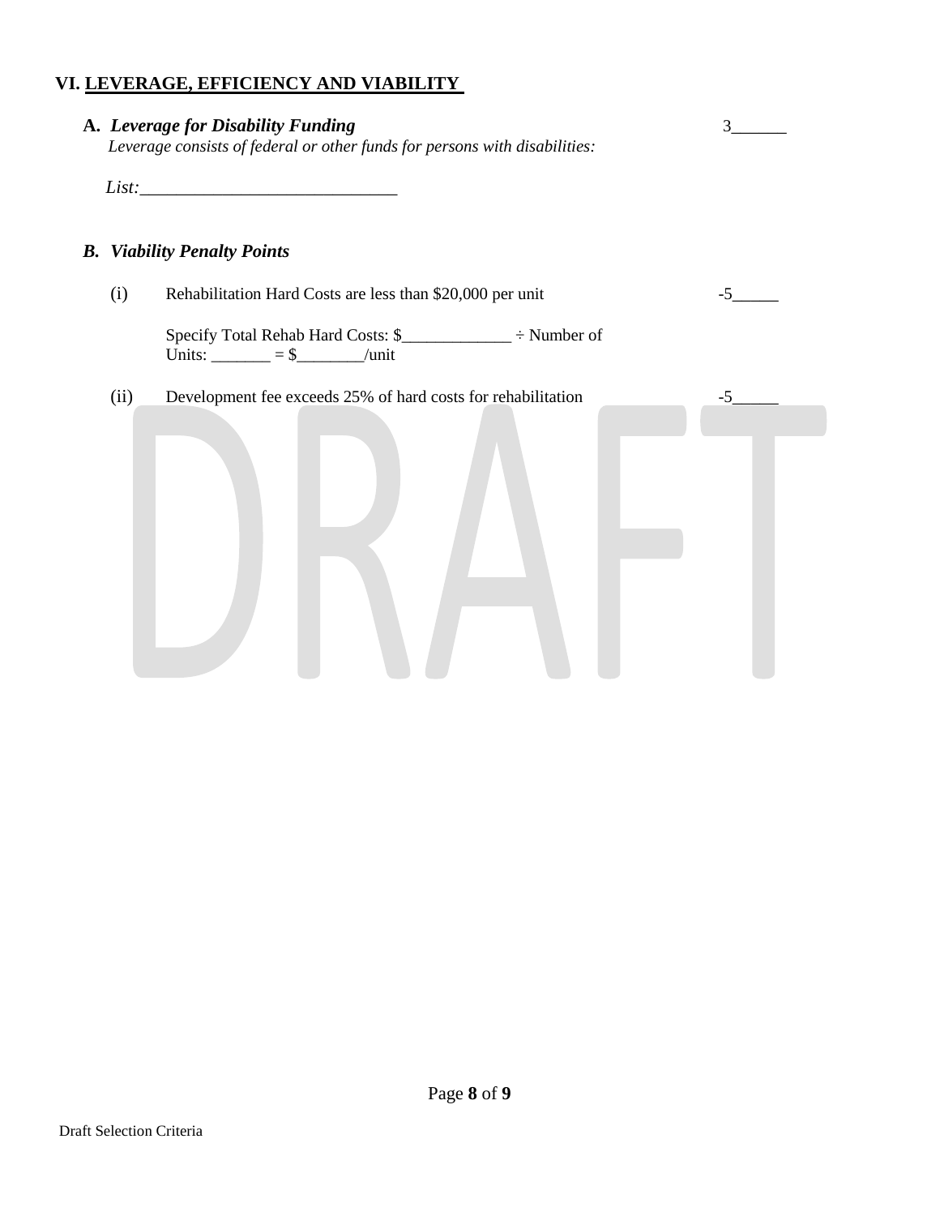## VI. LEVERAGE, EFFICIENCY AND VIABILITY

**A.** ***Leverage for Disability Funding*** 3______

*Leverage consists of federal or other funds for persons with disabilities:*

*List:*____________________________

***B. Viability Penalty Points***

(i) Rehabilitation Hard Costs are less than $20,000 per unit -5_____

Specify Total Rehab Hard Costs: $_____________ ÷ Number of Units: _______ = $________/unit

(ii) Development fee exceeds 25% of hard costs for rehabilitation -5_____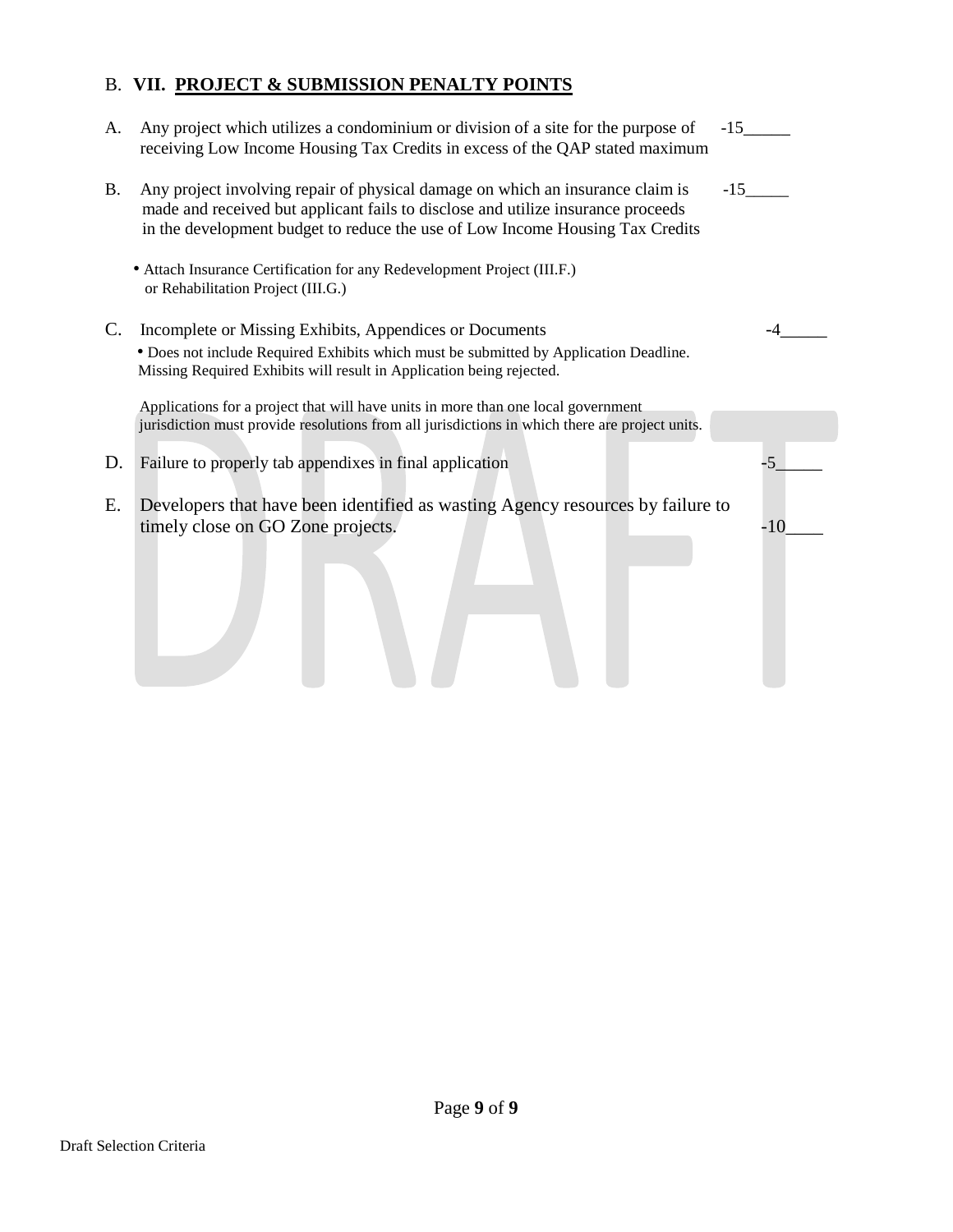## B. VII. PROJECT & SUBMISSION PENALTY POINTS

A. Any project which utilizes a condominium or division of a site for the purpose of receiving Low Income Housing Tax Credits in excess of the QAP stated maximum -15_____

B. Any project involving repair of physical damage on which an insurance claim is made and received but applicant fails to disclose and utilize insurance proceeds in the development budget to reduce the use of Low Income Housing Tax Credits -15_____

- Attach Insurance Certification for any Redevelopment Project (III.F.) or Rehabilitation Project (III.G.)

C. Incomplete or Missing Exhibits, Appendices or Documents -4_____

- Does not include Required Exhibits which must be submitted by Application Deadline. Missing Required Exhibits will result in Application being rejected.

Applications for a project that will have units in more than one local government jurisdiction must provide resolutions from all jurisdictions in which there are project units.

D. Failure to properly tab appendixes in final application -5_____

E. Developers that have been identified as wasting Agency resources by failure to timely close on GO Zone projects. -10____